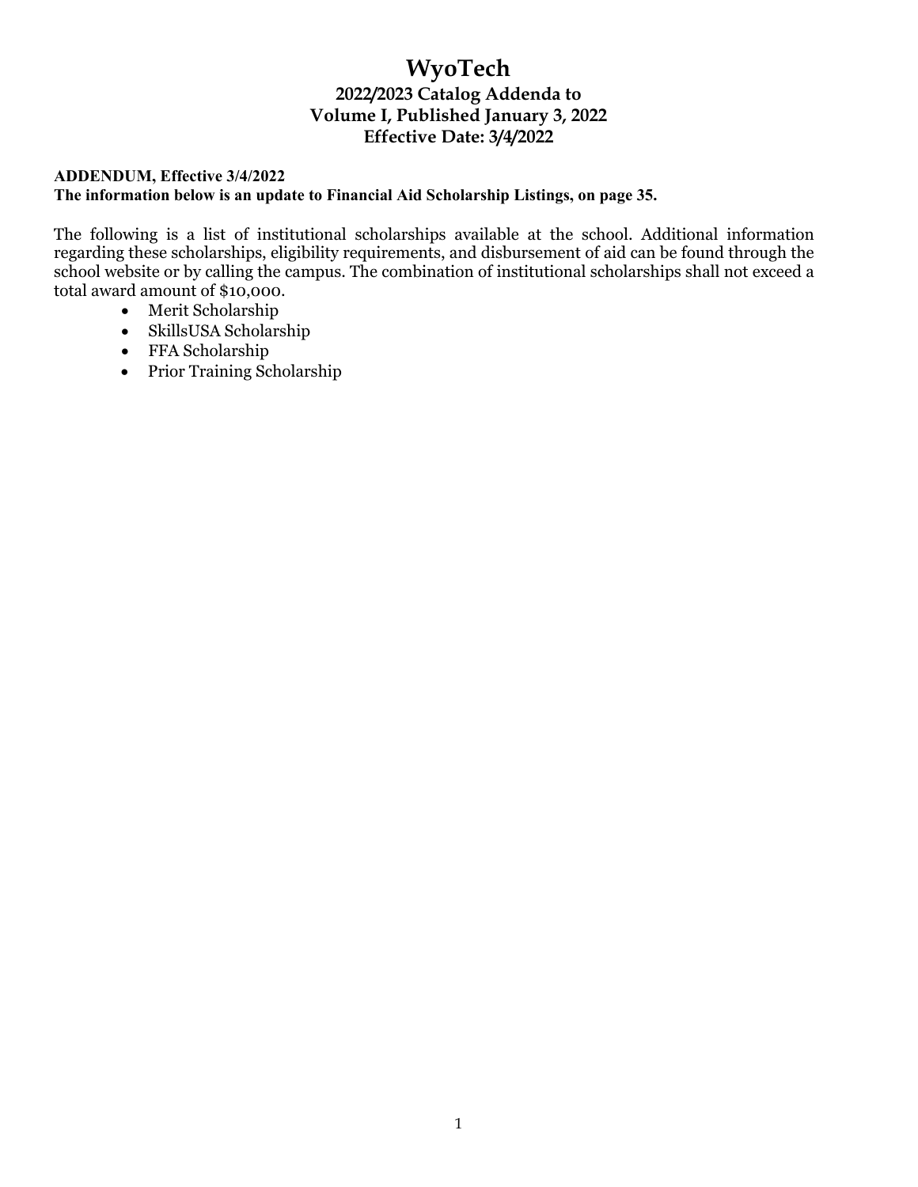# WyoTech

## 2022/2023 Catalog Addenda to Volume I, Published January 3, 2022 Effective Date: 3/4/2022

**ADDENDUM, Effective 3/4/2022**

**The information below is an update to Financial Aid Scholarship Listings, on page 35.**

The following is a list of institutional scholarships available at the school. Additional information regarding these scholarships, eligibility requirements, and disbursement of aid can be found through the school website or by calling the campus. The combination of institutional scholarships shall not exceed a total award amount of $10,000.

- Merit Scholarship
- SkillsUSA Scholarship
- FFA Scholarship
- Prior Training Scholarship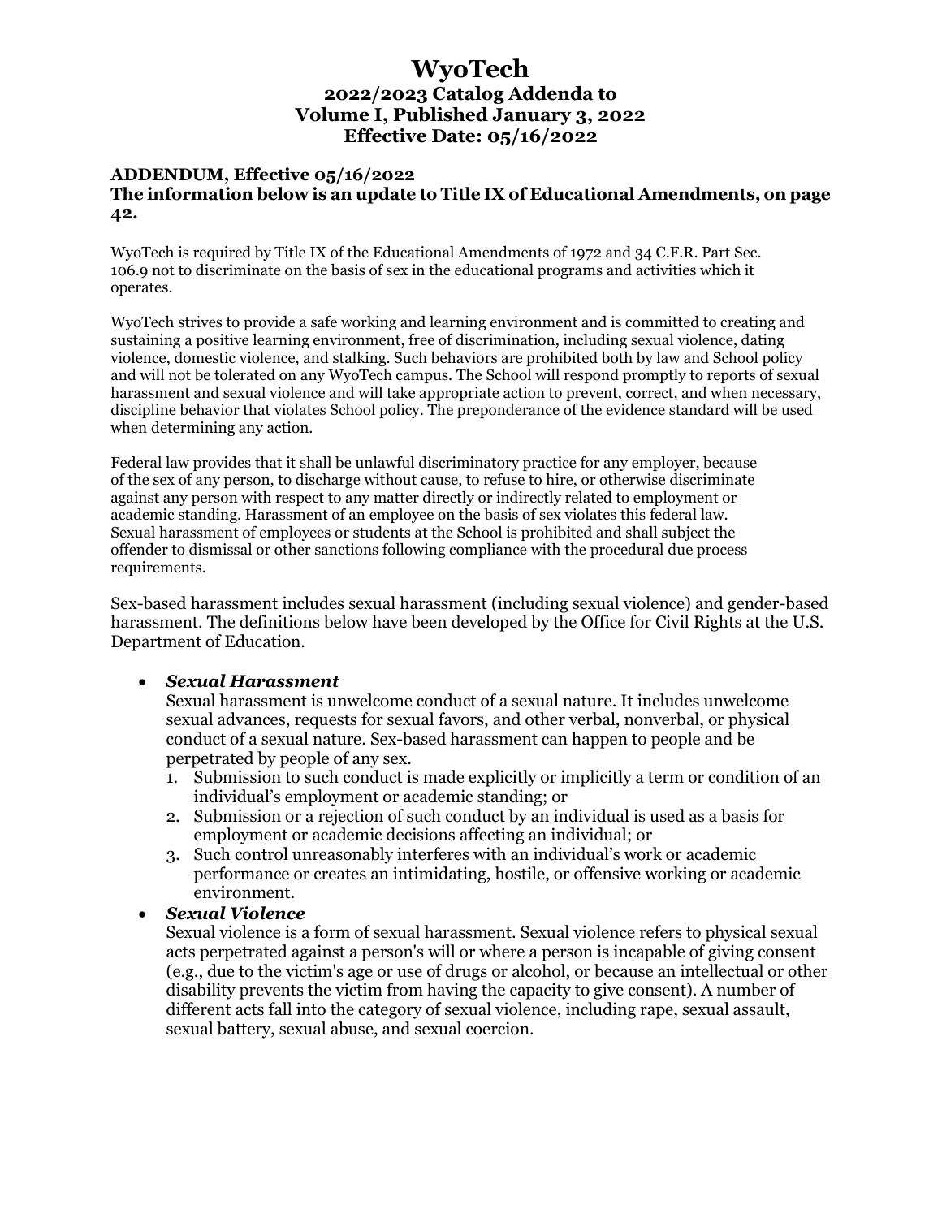# WyoTech

## 2022/2023 Catalog Addenda to Volume I, Published January 3, 2022 Effective Date: 05/16/2022

### ADDENDUM, Effective 05/16/2022

### The information below is an update to Title IX of Educational Amendments, on page 42.

WyoTech is required by Title IX of the Educational Amendments of 1972 and 34 C.F.R. Part Sec. 106.9 not to discriminate on the basis of sex in the educational programs and activities which it operates.

WyoTech strives to provide a safe working and learning environment and is committed to creating and sustaining a positive learning environment, free of discrimination, including sexual violence, dating violence, domestic violence, and stalking. Such behaviors are prohibited both by law and School policy and will not be tolerated on any WyoTech campus. The School will respond promptly to reports of sexual harassment and sexual violence and will take appropriate action to prevent, correct, and when necessary, discipline behavior that violates School policy. The preponderance of the evidence standard will be used when determining any action.

Federal law provides that it shall be unlawful discriminatory practice for any employer, because of the sex of any person, to discharge without cause, to refuse to hire, or otherwise discriminate against any person with respect to any matter directly or indirectly related to employment or academic standing. Harassment of an employee on the basis of sex violates this federal law. Sexual harassment of employees or students at the School is prohibited and shall subject the offender to dismissal or other sanctions following compliance with the procedural due process requirements.

Sex-based harassment includes sexual harassment (including sexual violence) and gender-based harassment. The definitions below have been developed by the Office for Civil Rights at the U.S. Department of Education.

- ***Sexual Harassment***
  Sexual harassment is unwelcome conduct of a sexual nature. It includes unwelcome sexual advances, requests for sexual favors, and other verbal, nonverbal, or physical conduct of a sexual nature. Sex-based harassment can happen to people and be perpetrated by people of any sex.
  1. Submission to such conduct is made explicitly or implicitly a term or condition of an individual's employment or academic standing; or
  2. Submission or a rejection of such conduct by an individual is used as a basis for employment or academic decisions affecting an individual; or
  3. Such control unreasonably interferes with an individual's work or academic performance or creates an intimidating, hostile, or offensive working or academic environment.
- ***Sexual Violence***
  Sexual violence is a form of sexual harassment. Sexual violence refers to physical sexual acts perpetrated against a person's will or where a person is incapable of giving consent (e.g., due to the victim's age or use of drugs or alcohol, or because an intellectual or other disability prevents the victim from having the capacity to give consent). A number of different acts fall into the category of sexual violence, including rape, sexual assault, sexual battery, sexual abuse, and sexual coercion.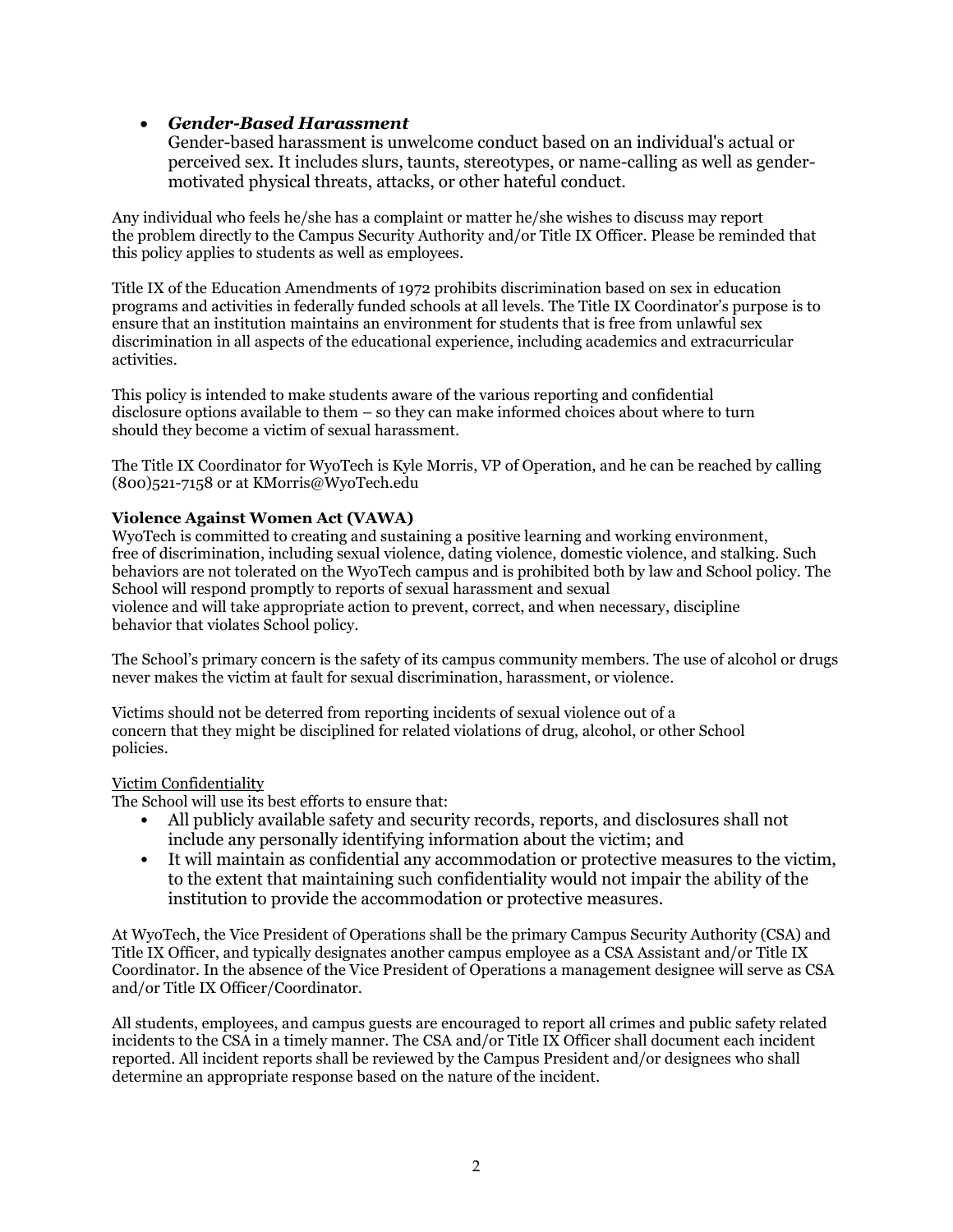- ***Gender-Based Harassment***

  Gender-based harassment is unwelcome conduct based on an individual's actual or perceived sex. It includes slurs, taunts, stereotypes, or name-calling as well as gender-motivated physical threats, attacks, or other hateful conduct.

Any individual who feels he/she has a complaint or matter he/she wishes to discuss may report the problem directly to the Campus Security Authority and/or Title IX Officer. Please be reminded that this policy applies to students as well as employees.

Title IX of the Education Amendments of 1972 prohibits discrimination based on sex in education programs and activities in federally funded schools at all levels. The Title IX Coordinator's purpose is to ensure that an institution maintains an environment for students that is free from unlawful sex discrimination in all aspects of the educational experience, including academics and extracurricular activities.

This policy is intended to make students aware of the various reporting and confidential disclosure options available to them – so they can make informed choices about where to turn should they become a victim of sexual harassment.

The Title IX Coordinator for WyoTech is Kyle Morris, VP of Operation, and he can be reached by calling (800)521-7158 or at KMorris@WyoTech.edu

**Violence Against Women Act (VAWA)**

WyoTech is committed to creating and sustaining a positive learning and working environment, free of discrimination, including sexual violence, dating violence, domestic violence, and stalking. Such behaviors are not tolerated on the WyoTech campus and is prohibited both by law and School policy. The School will respond promptly to reports of sexual harassment and sexual violence and will take appropriate action to prevent, correct, and when necessary, discipline behavior that violates School policy.

The School's primary concern is the safety of its campus community members. The use of alcohol or drugs never makes the victim at fault for sexual discrimination, harassment, or violence.

Victims should not be deterred from reporting incidents of sexual violence out of a concern that they might be disciplined for related violations of drug, alcohol, or other School policies.

<u>Victim Confidentiality</u>

The School will use its best efforts to ensure that:

- All publicly available safety and security records, reports, and disclosures shall not include any personally identifying information about the victim; and
- It will maintain as confidential any accommodation or protective measures to the victim, to the extent that maintaining such confidentiality would not impair the ability of the institution to provide the accommodation or protective measures.

At WyoTech, the Vice President of Operations shall be the primary Campus Security Authority (CSA) and Title IX Officer, and typically designates another campus employee as a CSA Assistant and/or Title IX Coordinator. In the absence of the Vice President of Operations a management designee will serve as CSA and/or Title IX Officer/Coordinator.

All students, employees, and campus guests are encouraged to report all crimes and public safety related incidents to the CSA in a timely manner. The CSA and/or Title IX Officer shall document each incident reported. All incident reports shall be reviewed by the Campus President and/or designees who shall determine an appropriate response based on the nature of the incident.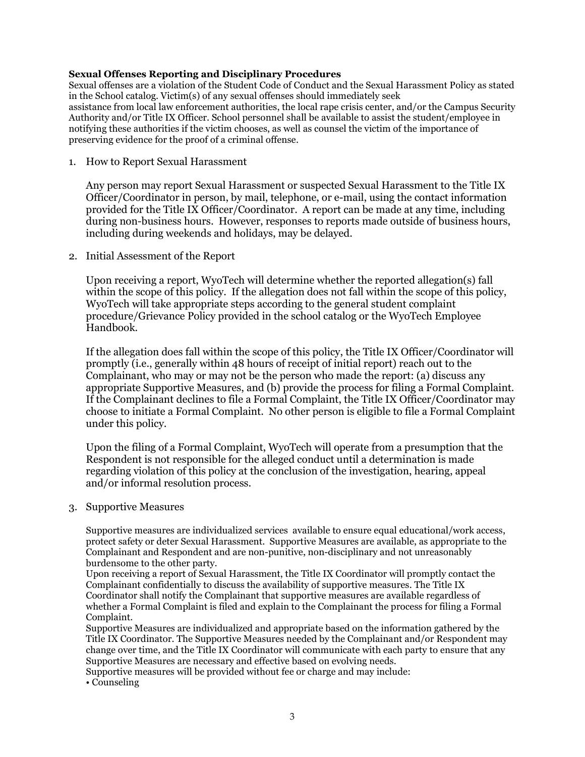**Sexual Offenses Reporting and Disciplinary Procedures**

Sexual offenses are a violation of the Student Code of Conduct and the Sexual Harassment Policy as stated in the School catalog. Victim(s) of any sexual offenses should immediately seek assistance from local law enforcement authorities, the local rape crisis center, and/or the Campus Security Authority and/or Title IX Officer. School personnel shall be available to assist the student/employee in notifying these authorities if the victim chooses, as well as counsel the victim of the importance of preserving evidence for the proof of a criminal offense.

1. How to Report Sexual Harassment

   Any person may report Sexual Harassment or suspected Sexual Harassment to the Title IX Officer/Coordinator in person, by mail, telephone, or e-mail, using the contact information provided for the Title IX Officer/Coordinator. A report can be made at any time, including during non-business hours. However, responses to reports made outside of business hours, including during weekends and holidays, may be delayed.

2. Initial Assessment of the Report

   Upon receiving a report, WyoTech will determine whether the reported allegation(s) fall within the scope of this policy. If the allegation does not fall within the scope of this policy, WyoTech will take appropriate steps according to the general student complaint procedure/Grievance Policy provided in the school catalog or the WyoTech Employee Handbook.

   If the allegation does fall within the scope of this policy, the Title IX Officer/Coordinator will promptly (i.e., generally within 48 hours of receipt of initial report) reach out to the Complainant, who may or may not be the person who made the report: (a) discuss any appropriate Supportive Measures, and (b) provide the process for filing a Formal Complaint. If the Complainant declines to file a Formal Complaint, the Title IX Officer/Coordinator may choose to initiate a Formal Complaint. No other person is eligible to file a Formal Complaint under this policy.

   Upon the filing of a Formal Complaint, WyoTech will operate from a presumption that the Respondent is not responsible for the alleged conduct until a determination is made regarding violation of this policy at the conclusion of the investigation, hearing, appeal and/or informal resolution process.

3. Supportive Measures

   Supportive measures are individualized services available to ensure equal educational/work access, protect safety or deter Sexual Harassment. Supportive Measures are available, as appropriate to the Complainant and Respondent and are non-punitive, non-disciplinary and not unreasonably burdensome to the other party.

   Upon receiving a report of Sexual Harassment, the Title IX Coordinator will promptly contact the Complainant confidentially to discuss the availability of supportive measures. The Title IX Coordinator shall notify the Complainant that supportive measures are available regardless of whether a Formal Complaint is filed and explain to the Complainant the process for filing a Formal Complaint.

   Supportive Measures are individualized and appropriate based on the information gathered by the Title IX Coordinator. The Supportive Measures needed by the Complainant and/or Respondent may change over time, and the Title IX Coordinator will communicate with each party to ensure that any Supportive Measures are necessary and effective based on evolving needs.

   Supportive measures will be provided without fee or charge and may include:

   - Counseling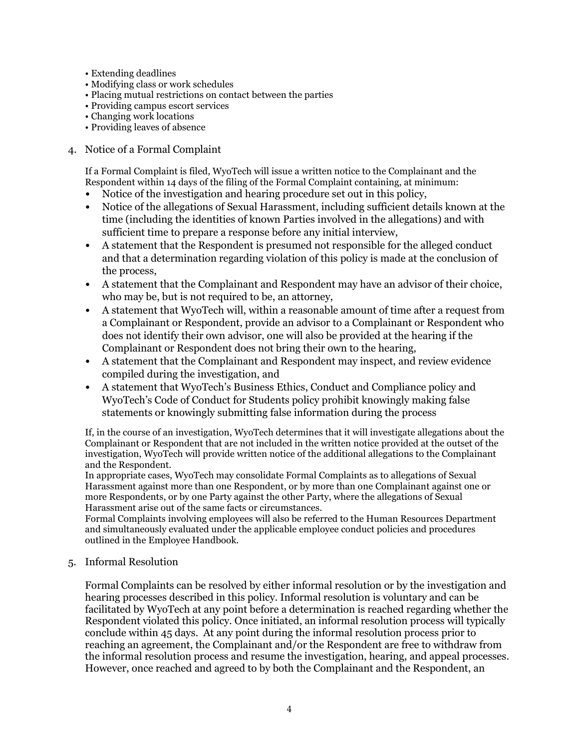- Extending deadlines
- Modifying class or work schedules
- Placing mutual restrictions on contact between the parties
- Providing campus escort services
- Changing work locations
- Providing leaves of absence

4. Notice of a Formal Complaint

If a Formal Complaint is filed, WyoTech will issue a written notice to the Complainant and the Respondent within 14 days of the filing of the Formal Complaint containing, at minimum:

- Notice of the investigation and hearing procedure set out in this policy,
- Notice of the allegations of Sexual Harassment, including sufficient details known at the time (including the identities of known Parties involved in the allegations) and with sufficient time to prepare a response before any initial interview,
- A statement that the Respondent is presumed not responsible for the alleged conduct and that a determination regarding violation of this policy is made at the conclusion of the process,
- A statement that the Complainant and Respondent may have an advisor of their choice, who may be, but is not required to be, an attorney,
- A statement that WyoTech will, within a reasonable amount of time after a request from a Complainant or Respondent, provide an advisor to a Complainant or Respondent who does not identify their own advisor, one will also be provided at the hearing if the Complainant or Respondent does not bring their own to the hearing,
- A statement that the Complainant and Respondent may inspect, and review evidence compiled during the investigation, and
- A statement that WyoTech's Business Ethics, Conduct and Compliance policy and WyoTech's Code of Conduct for Students policy prohibit knowingly making false statements or knowingly submitting false information during the process

If, in the course of an investigation, WyoTech determines that it will investigate allegations about the Complainant or Respondent that are not included in the written notice provided at the outset of the investigation, WyoTech will provide written notice of the additional allegations to the Complainant and the Respondent.

In appropriate cases, WyoTech may consolidate Formal Complaints as to allegations of Sexual Harassment against more than one Respondent, or by more than one Complainant against one or more Respondents, or by one Party against the other Party, where the allegations of Sexual Harassment arise out of the same facts or circumstances.

Formal Complaints involving employees will also be referred to the Human Resources Department and simultaneously evaluated under the applicable employee conduct policies and procedures outlined in the Employee Handbook.

5. Informal Resolution

Formal Complaints can be resolved by either informal resolution or by the investigation and hearing processes described in this policy. Informal resolution is voluntary and can be facilitated by WyoTech at any point before a determination is reached regarding whether the Respondent violated this policy. Once initiated, an informal resolution process will typically conclude within 45 days. At any point during the informal resolution process prior to reaching an agreement, the Complainant and/or the Respondent are free to withdraw from the informal resolution process and resume the investigation, hearing, and appeal processes. However, once reached and agreed to by both the Complainant and the Respondent, an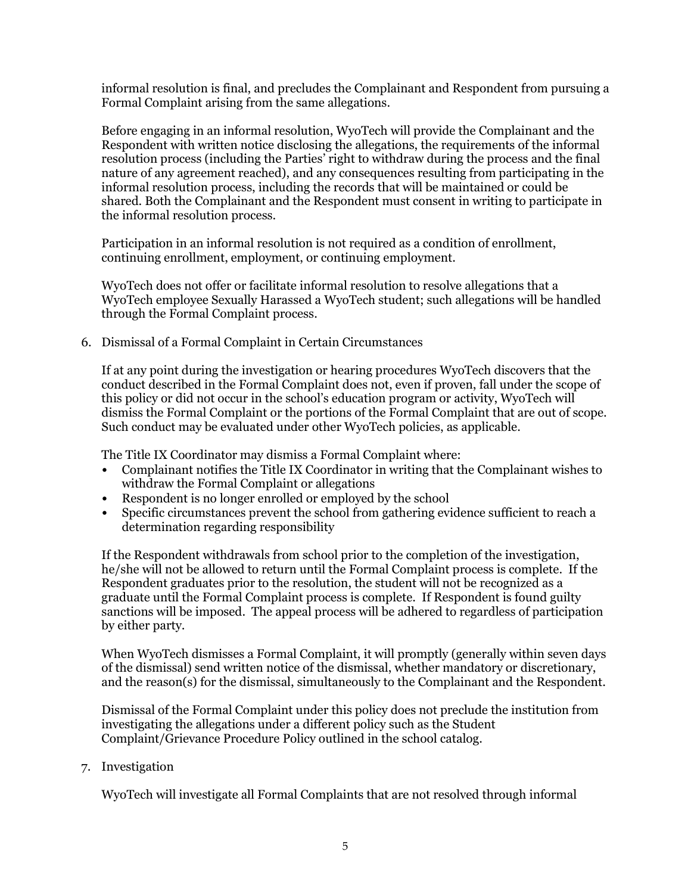informal resolution is final, and precludes the Complainant and Respondent from pursuing a Formal Complaint arising from the same allegations.

Before engaging in an informal resolution, WyoTech will provide the Complainant and the Respondent with written notice disclosing the allegations, the requirements of the informal resolution process (including the Parties' right to withdraw during the process and the final nature of any agreement reached), and any consequences resulting from participating in the informal resolution process, including the records that will be maintained or could be shared. Both the Complainant and the Respondent must consent in writing to participate in the informal resolution process.

Participation in an informal resolution is not required as a condition of enrollment, continuing enrollment, employment, or continuing employment.

WyoTech does not offer or facilitate informal resolution to resolve allegations that a WyoTech employee Sexually Harassed a WyoTech student; such allegations will be handled through the Formal Complaint process.

6. Dismissal of a Formal Complaint in Certain Circumstances

If at any point during the investigation or hearing procedures WyoTech discovers that the conduct described in the Formal Complaint does not, even if proven, fall under the scope of this policy or did not occur in the school's education program or activity, WyoTech will dismiss the Formal Complaint or the portions of the Formal Complaint that are out of scope. Such conduct may be evaluated under other WyoTech policies, as applicable.

The Title IX Coordinator may dismiss a Formal Complaint where:

- Complainant notifies the Title IX Coordinator in writing that the Complainant wishes to withdraw the Formal Complaint or allegations
- Respondent is no longer enrolled or employed by the school
- Specific circumstances prevent the school from gathering evidence sufficient to reach a determination regarding responsibility

If the Respondent withdrawals from school prior to the completion of the investigation, he/she will not be allowed to return until the Formal Complaint process is complete. If the Respondent graduates prior to the resolution, the student will not be recognized as a graduate until the Formal Complaint process is complete. If Respondent is found guilty sanctions will be imposed. The appeal process will be adhered to regardless of participation by either party.

When WyoTech dismisses a Formal Complaint, it will promptly (generally within seven days of the dismissal) send written notice of the dismissal, whether mandatory or discretionary, and the reason(s) for the dismissal, simultaneously to the Complainant and the Respondent.

Dismissal of the Formal Complaint under this policy does not preclude the institution from investigating the allegations under a different policy such as the Student Complaint/Grievance Procedure Policy outlined in the school catalog.

7. Investigation

WyoTech will investigate all Formal Complaints that are not resolved through informal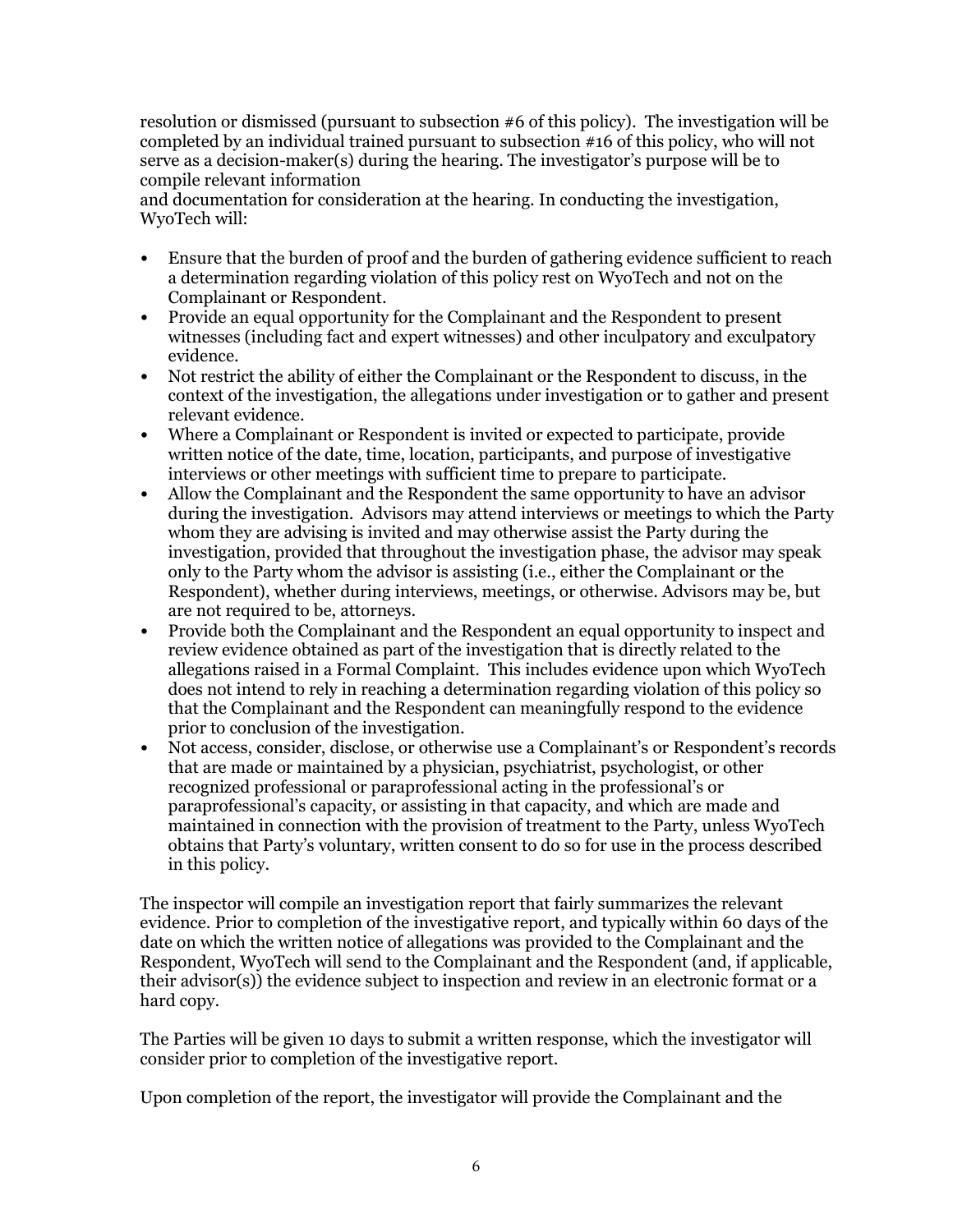resolution or dismissed (pursuant to subsection #6 of this policy). The investigation will be completed by an individual trained pursuant to subsection #16 of this policy, who will not serve as a decision-maker(s) during the hearing. The investigator's purpose will be to compile relevant information
and documentation for consideration at the hearing. In conducting the investigation, WyoTech will:

- Ensure that the burden of proof and the burden of gathering evidence sufficient to reach a determination regarding violation of this policy rest on WyoTech and not on the Complainant or Respondent.
- Provide an equal opportunity for the Complainant and the Respondent to present witnesses (including fact and expert witnesses) and other inculpatory and exculpatory evidence.
- Not restrict the ability of either the Complainant or the Respondent to discuss, in the context of the investigation, the allegations under investigation or to gather and present relevant evidence.
- Where a Complainant or Respondent is invited or expected to participate, provide written notice of the date, time, location, participants, and purpose of investigative interviews or other meetings with sufficient time to prepare to participate.
- Allow the Complainant and the Respondent the same opportunity to have an advisor during the investigation. Advisors may attend interviews or meetings to which the Party whom they are advising is invited and may otherwise assist the Party during the investigation, provided that throughout the investigation phase, the advisor may speak only to the Party whom the advisor is assisting (i.e., either the Complainant or the Respondent), whether during interviews, meetings, or otherwise. Advisors may be, but are not required to be, attorneys.
- Provide both the Complainant and the Respondent an equal opportunity to inspect and review evidence obtained as part of the investigation that is directly related to the allegations raised in a Formal Complaint. This includes evidence upon which WyoTech does not intend to rely in reaching a determination regarding violation of this policy so that the Complainant and the Respondent can meaningfully respond to the evidence prior to conclusion of the investigation.
- Not access, consider, disclose, or otherwise use a Complainant's or Respondent's records that are made or maintained by a physician, psychiatrist, psychologist, or other recognized professional or paraprofessional acting in the professional's or paraprofessional's capacity, or assisting in that capacity, and which are made and maintained in connection with the provision of treatment to the Party, unless WyoTech obtains that Party's voluntary, written consent to do so for use in the process described in this policy.

The inspector will compile an investigation report that fairly summarizes the relevant evidence. Prior to completion of the investigative report, and typically within 60 days of the date on which the written notice of allegations was provided to the Complainant and the Respondent, WyoTech will send to the Complainant and the Respondent (and, if applicable, their advisor(s)) the evidence subject to inspection and review in an electronic format or a hard copy.

The Parties will be given 10 days to submit a written response, which the investigator will consider prior to completion of the investigative report.

Upon completion of the report, the investigator will provide the Complainant and the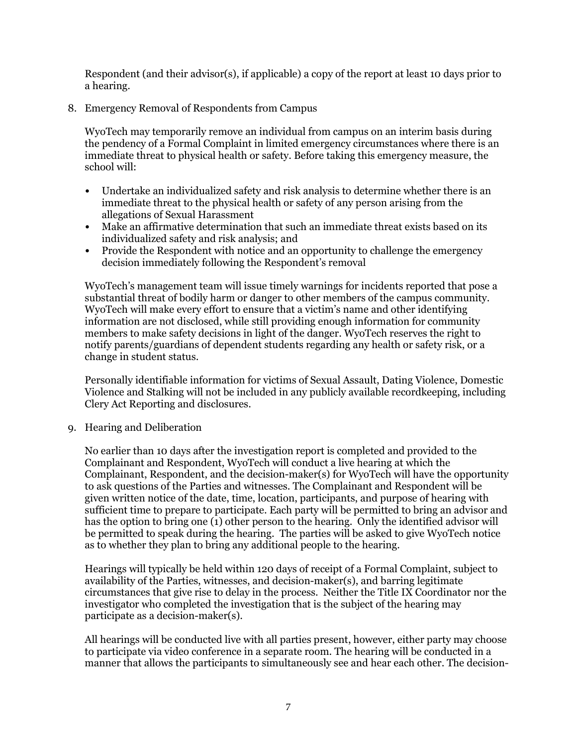Respondent (and their advisor(s), if applicable) a copy of the report at least 10 days prior to a hearing.

8. Emergency Removal of Respondents from Campus

   WyoTech may temporarily remove an individual from campus on an interim basis during the pendency of a Formal Complaint in limited emergency circumstances where there is an immediate threat to physical health or safety. Before taking this emergency measure, the school will:

   - Undertake an individualized safety and risk analysis to determine whether there is an immediate threat to the physical health or safety of any person arising from the allegations of Sexual Harassment
   - Make an affirmative determination that such an immediate threat exists based on its individualized safety and risk analysis; and
   - Provide the Respondent with notice and an opportunity to challenge the emergency decision immediately following the Respondent's removal

   WyoTech's management team will issue timely warnings for incidents reported that pose a substantial threat of bodily harm or danger to other members of the campus community. WyoTech will make every effort to ensure that a victim's name and other identifying information are not disclosed, while still providing enough information for community members to make safety decisions in light of the danger. WyoTech reserves the right to notify parents/guardians of dependent students regarding any health or safety risk, or a change in student status.

   Personally identifiable information for victims of Sexual Assault, Dating Violence, Domestic Violence and Stalking will not be included in any publicly available recordkeeping, including Clery Act Reporting and disclosures.

9. Hearing and Deliberation

   No earlier than 10 days after the investigation report is completed and provided to the Complainant and Respondent, WyoTech will conduct a live hearing at which the Complainant, Respondent, and the decision-maker(s) for WyoTech will have the opportunity to ask questions of the Parties and witnesses. The Complainant and Respondent will be given written notice of the date, time, location, participants, and purpose of hearing with sufficient time to prepare to participate. Each party will be permitted to bring an advisor and has the option to bring one (1) other person to the hearing. Only the identified advisor will be permitted to speak during the hearing. The parties will be asked to give WyoTech notice as to whether they plan to bring any additional people to the hearing.

   Hearings will typically be held within 120 days of receipt of a Formal Complaint, subject to availability of the Parties, witnesses, and decision-maker(s), and barring legitimate circumstances that give rise to delay in the process. Neither the Title IX Coordinator nor the investigator who completed the investigation that is the subject of the hearing may participate as a decision-maker(s).

   All hearings will be conducted live with all parties present, however, either party may choose to participate via video conference in a separate room. The hearing will be conducted in a manner that allows the participants to simultaneously see and hear each other. The decision-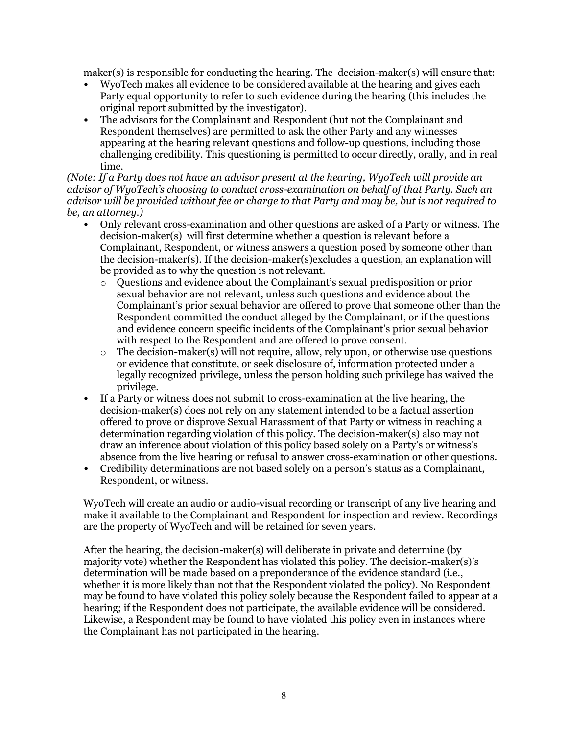maker(s) is responsible for conducting the hearing. The decision-maker(s) will ensure that:

- WyoTech makes all evidence to be considered available at the hearing and gives each Party equal opportunity to refer to such evidence during the hearing (this includes the original report submitted by the investigator).
- The advisors for the Complainant and Respondent (but not the Complainant and Respondent themselves) are permitted to ask the other Party and any witnesses appearing at the hearing relevant questions and follow-up questions, including those challenging credibility. This questioning is permitted to occur directly, orally, and in real time.

*(Note: If a Party does not have an advisor present at the hearing, WyoTech will provide an advisor of WyoTech's choosing to conduct cross-examination on behalf of that Party. Such an advisor will be provided without fee or charge to that Party and may be, but is not required to be, an attorney.)*

- Only relevant cross-examination and other questions are asked of a Party or witness. The decision-maker(s) will first determine whether a question is relevant before a Complainant, Respondent, or witness answers a question posed by someone other than the decision-maker(s). If the decision-maker(s)excludes a question, an explanation will be provided as to why the question is not relevant.
  - Questions and evidence about the Complainant's sexual predisposition or prior sexual behavior are not relevant, unless such questions and evidence about the Complainant's prior sexual behavior are offered to prove that someone other than the Respondent committed the conduct alleged by the Complainant, or if the questions and evidence concern specific incidents of the Complainant's prior sexual behavior with respect to the Respondent and are offered to prove consent.
  - The decision-maker(s) will not require, allow, rely upon, or otherwise use questions or evidence that constitute, or seek disclosure of, information protected under a legally recognized privilege, unless the person holding such privilege has waived the privilege.
- If a Party or witness does not submit to cross-examination at the live hearing, the decision-maker(s) does not rely on any statement intended to be a factual assertion offered to prove or disprove Sexual Harassment of that Party or witness in reaching a determination regarding violation of this policy. The decision-maker(s) also may not draw an inference about violation of this policy based solely on a Party's or witness's absence from the live hearing or refusal to answer cross-examination or other questions.
- Credibility determinations are not based solely on a person's status as a Complainant, Respondent, or witness.

WyoTech will create an audio or audio-visual recording or transcript of any live hearing and make it available to the Complainant and Respondent for inspection and review. Recordings are the property of WyoTech and will be retained for seven years.

After the hearing, the decision-maker(s) will deliberate in private and determine (by majority vote) whether the Respondent has violated this policy. The decision-maker(s)'s determination will be made based on a preponderance of the evidence standard (i.e., whether it is more likely than not that the Respondent violated the policy). No Respondent may be found to have violated this policy solely because the Respondent failed to appear at a hearing; if the Respondent does not participate, the available evidence will be considered. Likewise, a Respondent may be found to have violated this policy even in instances where the Complainant has not participated in the hearing.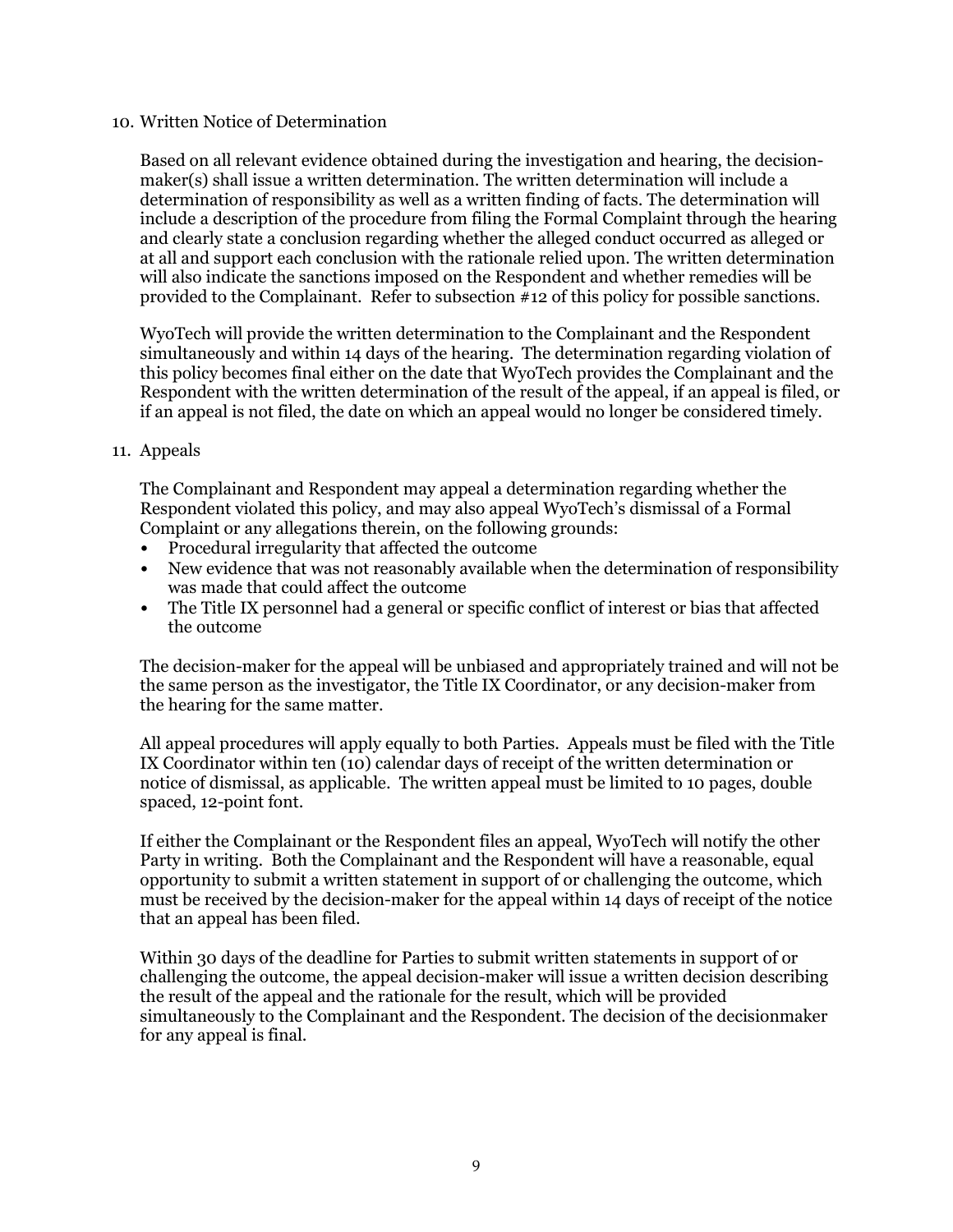10. Written Notice of Determination

    Based on all relevant evidence obtained during the investigation and hearing, the decision-maker(s) shall issue a written determination. The written determination will include a determination of responsibility as well as a written finding of facts. The determination will include a description of the procedure from filing the Formal Complaint through the hearing and clearly state a conclusion regarding whether the alleged conduct occurred as alleged or at all and support each conclusion with the rationale relied upon. The written determination will also indicate the sanctions imposed on the Respondent and whether remedies will be provided to the Complainant. Refer to subsection #12 of this policy for possible sanctions.

    WyoTech will provide the written determination to the Complainant and the Respondent simultaneously and within 14 days of the hearing. The determination regarding violation of this policy becomes final either on the date that WyoTech provides the Complainant and the Respondent with the written determination of the result of the appeal, if an appeal is filed, or if an appeal is not filed, the date on which an appeal would no longer be considered timely.

11. Appeals

    The Complainant and Respondent may appeal a determination regarding whether the Respondent violated this policy, and may also appeal WyoTech's dismissal of a Formal Complaint or any allegations therein, on the following grounds:

    - Procedural irregularity that affected the outcome
    - New evidence that was not reasonably available when the determination of responsibility was made that could affect the outcome
    - The Title IX personnel had a general or specific conflict of interest or bias that affected the outcome

    The decision-maker for the appeal will be unbiased and appropriately trained and will not be the same person as the investigator, the Title IX Coordinator, or any decision-maker from the hearing for the same matter.

    All appeal procedures will apply equally to both Parties. Appeals must be filed with the Title IX Coordinator within ten (10) calendar days of receipt of the written determination or notice of dismissal, as applicable. The written appeal must be limited to 10 pages, double spaced, 12-point font.

    If either the Complainant or the Respondent files an appeal, WyoTech will notify the other Party in writing. Both the Complainant and the Respondent will have a reasonable, equal opportunity to submit a written statement in support of or challenging the outcome, which must be received by the decision-maker for the appeal within 14 days of receipt of the notice that an appeal has been filed.

    Within 30 days of the deadline for Parties to submit written statements in support of or challenging the outcome, the appeal decision-maker will issue a written decision describing the result of the appeal and the rationale for the result, which will be provided simultaneously to the Complainant and the Respondent. The decision of the decisionmaker for any appeal is final.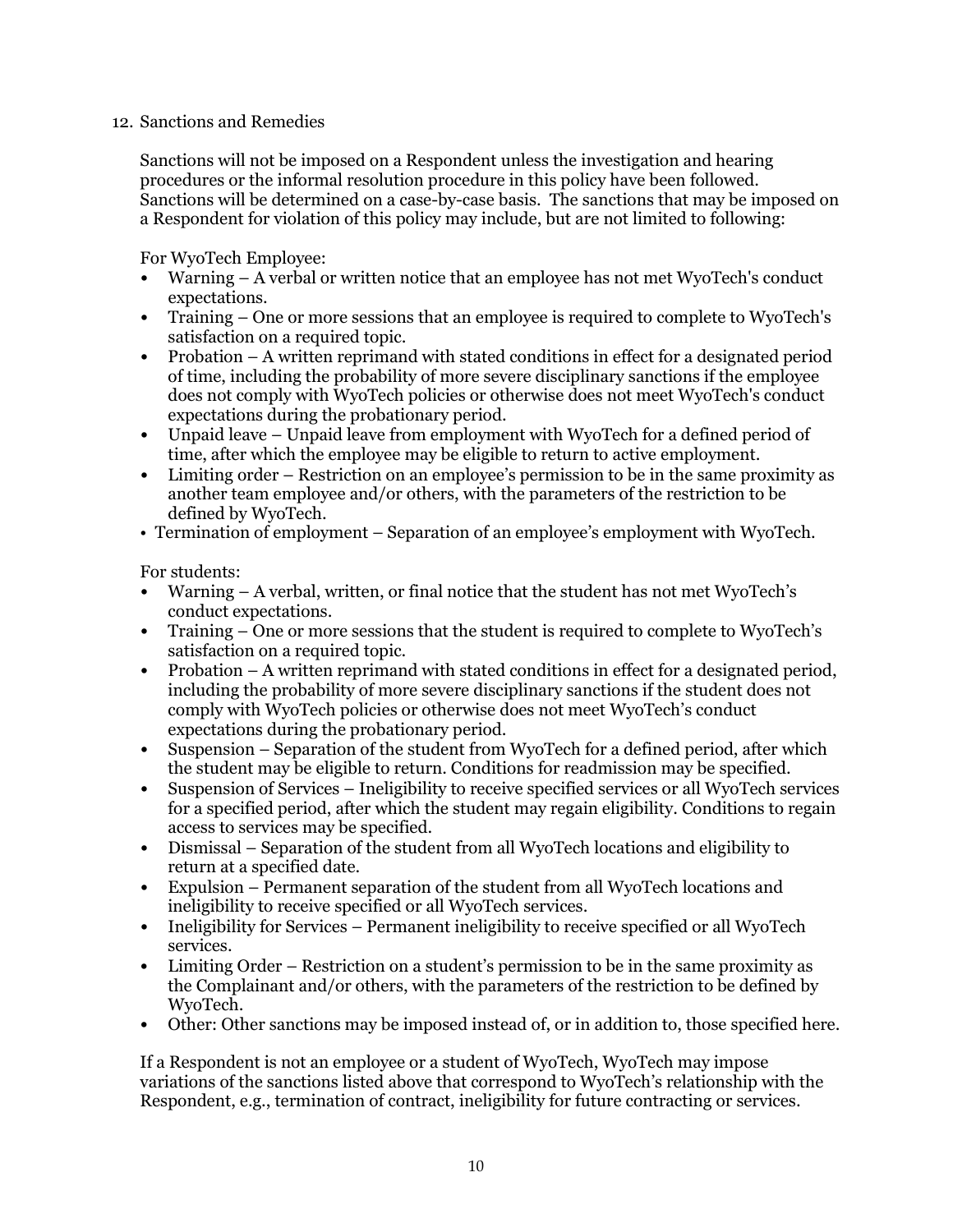12. Sanctions and Remedies

Sanctions will not be imposed on a Respondent unless the investigation and hearing procedures or the informal resolution procedure in this policy have been followed. Sanctions will be determined on a case-by-case basis. The sanctions that may be imposed on a Respondent for violation of this policy may include, but are not limited to following:

For WyoTech Employee:

- Warning – A verbal or written notice that an employee has not met WyoTech's conduct expectations.
- Training – One or more sessions that an employee is required to complete to WyoTech's satisfaction on a required topic.
- Probation – A written reprimand with stated conditions in effect for a designated period of time, including the probability of more severe disciplinary sanctions if the employee does not comply with WyoTech policies or otherwise does not meet WyoTech's conduct expectations during the probationary period.
- Unpaid leave – Unpaid leave from employment with WyoTech for a defined period of time, after which the employee may be eligible to return to active employment.
- Limiting order – Restriction on an employee's permission to be in the same proximity as another team employee and/or others, with the parameters of the restriction to be defined by WyoTech.
- Termination of employment – Separation of an employee's employment with WyoTech.

For students:

- Warning – A verbal, written, or final notice that the student has not met WyoTech's conduct expectations.
- Training – One or more sessions that the student is required to complete to WyoTech's satisfaction on a required topic.
- Probation – A written reprimand with stated conditions in effect for a designated period, including the probability of more severe disciplinary sanctions if the student does not comply with WyoTech policies or otherwise does not meet WyoTech's conduct expectations during the probationary period.
- Suspension – Separation of the student from WyoTech for a defined period, after which the student may be eligible to return. Conditions for readmission may be specified.
- Suspension of Services – Ineligibility to receive specified services or all WyoTech services for a specified period, after which the student may regain eligibility. Conditions to regain access to services may be specified.
- Dismissal – Separation of the student from all WyoTech locations and eligibility to return at a specified date.
- Expulsion – Permanent separation of the student from all WyoTech locations and ineligibility to receive specified or all WyoTech services.
- Ineligibility for Services – Permanent ineligibility to receive specified or all WyoTech services.
- Limiting Order – Restriction on a student's permission to be in the same proximity as the Complainant and/or others, with the parameters of the restriction to be defined by WyoTech.
- Other: Other sanctions may be imposed instead of, or in addition to, those specified here.

If a Respondent is not an employee or a student of WyoTech, WyoTech may impose variations of the sanctions listed above that correspond to WyoTech's relationship with the Respondent, e.g., termination of contract, ineligibility for future contracting or services.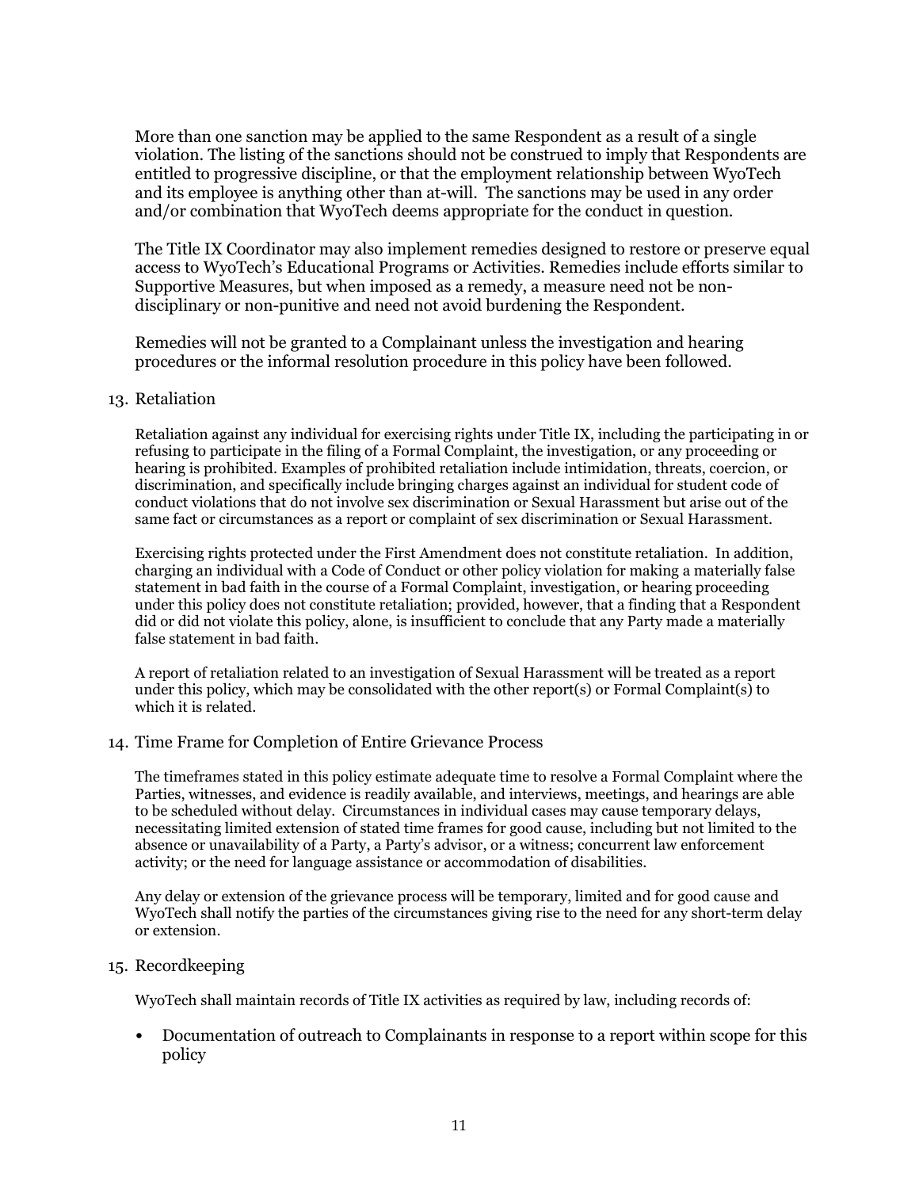More than one sanction may be applied to the same Respondent as a result of a single violation. The listing of the sanctions should not be construed to imply that Respondents are entitled to progressive discipline, or that the employment relationship between WyoTech and its employee is anything other than at-will. The sanctions may be used in any order and/or combination that WyoTech deems appropriate for the conduct in question.

The Title IX Coordinator may also implement remedies designed to restore or preserve equal access to WyoTech's Educational Programs or Activities. Remedies include efforts similar to Supportive Measures, but when imposed as a remedy, a measure need not be non-disciplinary or non-punitive and need not avoid burdening the Respondent.

Remedies will not be granted to a Complainant unless the investigation and hearing procedures or the informal resolution procedure in this policy have been followed.

13. Retaliation

Retaliation against any individual for exercising rights under Title IX, including the participating in or refusing to participate in the filing of a Formal Complaint, the investigation, or any proceeding or hearing is prohibited. Examples of prohibited retaliation include intimidation, threats, coercion, or discrimination, and specifically include bringing charges against an individual for student code of conduct violations that do not involve sex discrimination or Sexual Harassment but arise out of the same fact or circumstances as a report or complaint of sex discrimination or Sexual Harassment.

Exercising rights protected under the First Amendment does not constitute retaliation. In addition, charging an individual with a Code of Conduct or other policy violation for making a materially false statement in bad faith in the course of a Formal Complaint, investigation, or hearing proceeding under this policy does not constitute retaliation; provided, however, that a finding that a Respondent did or did not violate this policy, alone, is insufficient to conclude that any Party made a materially false statement in bad faith.

A report of retaliation related to an investigation of Sexual Harassment will be treated as a report under this policy, which may be consolidated with the other report(s) or Formal Complaint(s) to which it is related.

14. Time Frame for Completion of Entire Grievance Process

The timeframes stated in this policy estimate adequate time to resolve a Formal Complaint where the Parties, witnesses, and evidence is readily available, and interviews, meetings, and hearings are able to be scheduled without delay. Circumstances in individual cases may cause temporary delays, necessitating limited extension of stated time frames for good cause, including but not limited to the absence or unavailability of a Party, a Party's advisor, or a witness; concurrent law enforcement activity; or the need for language assistance or accommodation of disabilities.

Any delay or extension of the grievance process will be temporary, limited and for good cause and WyoTech shall notify the parties of the circumstances giving rise to the need for any short-term delay or extension.

15. Recordkeeping

WyoTech shall maintain records of Title IX activities as required by law, including records of:

- Documentation of outreach to Complainants in response to a report within scope for this policy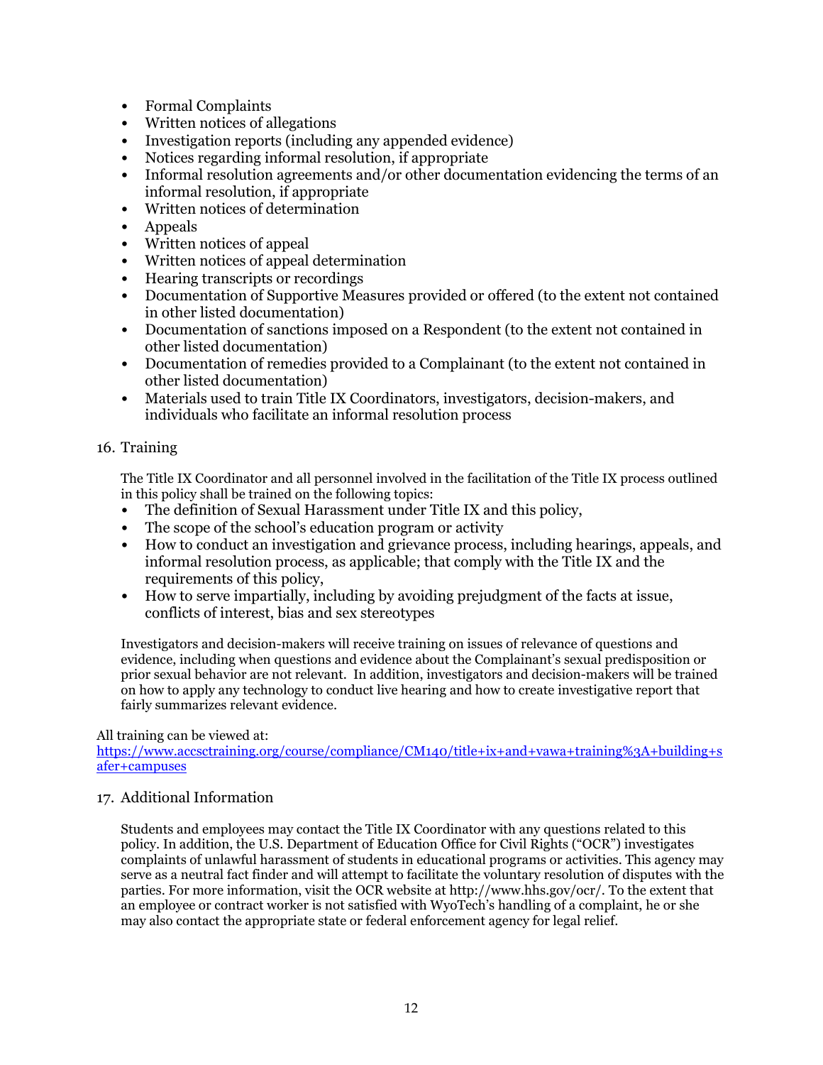- Formal Complaints
- Written notices of allegations
- Investigation reports (including any appended evidence)
- Notices regarding informal resolution, if appropriate
- Informal resolution agreements and/or other documentation evidencing the terms of an informal resolution, if appropriate
- Written notices of determination
- Appeals
- Written notices of appeal
- Written notices of appeal determination
- Hearing transcripts or recordings
- Documentation of Supportive Measures provided or offered (to the extent not contained in other listed documentation)
- Documentation of sanctions imposed on a Respondent (to the extent not contained in other listed documentation)
- Documentation of remedies provided to a Complainant (to the extent not contained in other listed documentation)
- Materials used to train Title IX Coordinators, investigators, decision-makers, and individuals who facilitate an informal resolution process

## 16. Training

The Title IX Coordinator and all personnel involved in the facilitation of the Title IX process outlined in this policy shall be trained on the following topics:

- The definition of Sexual Harassment under Title IX and this policy,
- The scope of the school's education program or activity
- How to conduct an investigation and grievance process, including hearings, appeals, and informal resolution process, as applicable; that comply with the Title IX and the requirements of this policy,
- How to serve impartially, including by avoiding prejudgment of the facts at issue, conflicts of interest, bias and sex stereotypes

Investigators and decision-makers will receive training on issues of relevance of questions and evidence, including when questions and evidence about the Complainant's sexual predisposition or prior sexual behavior are not relevant. In addition, investigators and decision-makers will be trained on how to apply any technology to conduct live hearing and how to create investigative report that fairly summarizes relevant evidence.

All training can be viewed at:
https://www.accsctraining.org/course/compliance/CM140/title+ix+and+vawa+training%3A+building+safer+campuses

## 17. Additional Information

Students and employees may contact the Title IX Coordinator with any questions related to this policy. In addition, the U.S. Department of Education Office for Civil Rights ("OCR") investigates complaints of unlawful harassment of students in educational programs or activities. This agency may serve as a neutral fact finder and will attempt to facilitate the voluntary resolution of disputes with the parties. For more information, visit the OCR website at http://www.hhs.gov/ocr/. To the extent that an employee or contract worker is not satisfied with WyoTech's handling of a complaint, he or she may also contact the appropriate state or federal enforcement agency for legal relief.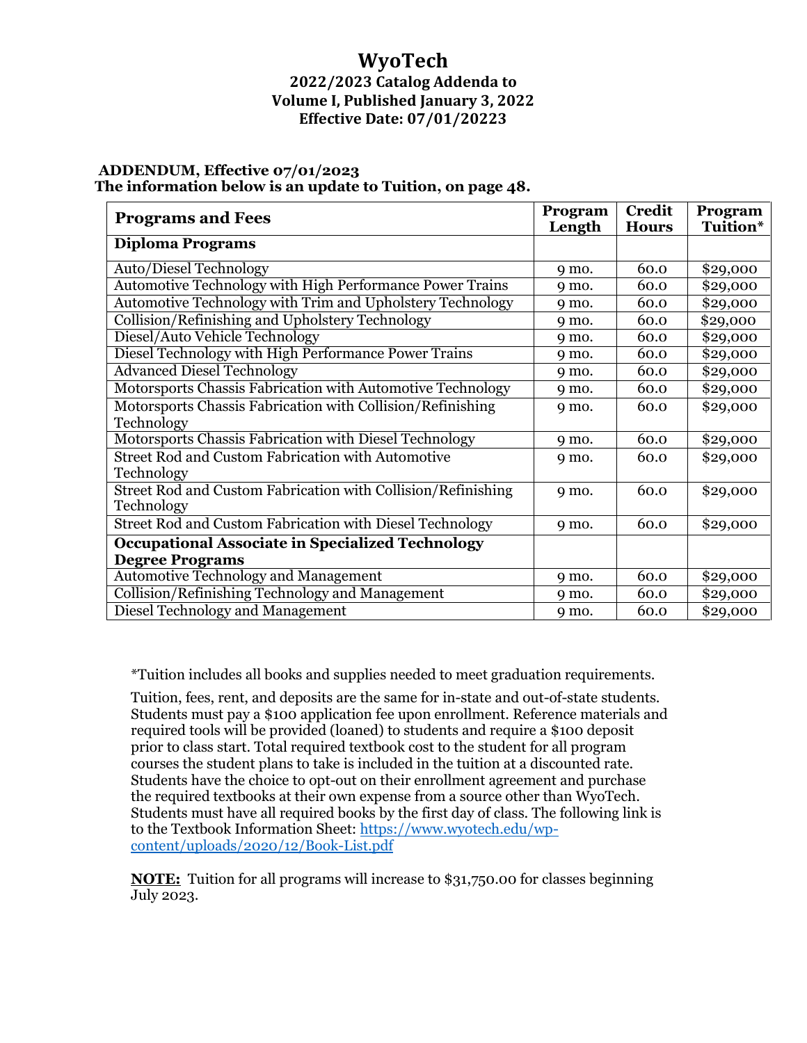# WyoTech

## 2022/2023 Catalog Addenda to Volume I, Published January 3, 2022

## Effective Date: 07/01/20223

**ADDENDUM, Effective 07/01/2023**

**The information below is an update to Tuition, on page 48.**

| Programs and Fees | Program Length | Credit Hours | Program Tuition* |
|---|---|---|---|
| **Diploma Programs** | | | |
| Auto/Diesel Technology | 9 mo. | 60.0 | $29,000 |
| Automotive Technology with High Performance Power Trains | 9 mo. | 60.0 | $29,000 |
| Automotive Technology with Trim and Upholstery Technology | 9 mo. | 60.0 | $29,000 |
| Collision/Refinishing and Upholstery Technology | 9 mo. | 60.0 | $29,000 |
| Diesel/Auto Vehicle Technology | 9 mo. | 60.0 | $29,000 |
| Diesel Technology with High Performance Power Trains | 9 mo. | 60.0 | $29,000 |
| Advanced Diesel Technology | 9 mo. | 60.0 | $29,000 |
| Motorsports Chassis Fabrication with Automotive Technology | 9 mo. | 60.0 | $29,000 |
| Motorsports Chassis Fabrication with Collision/Refinishing Technology | 9 mo. | 60.0 | $29,000 |
| Motorsports Chassis Fabrication with Diesel Technology | 9 mo. | 60.0 | $29,000 |
| Street Rod and Custom Fabrication with Automotive Technology | 9 mo. | 60.0 | $29,000 |
| Street Rod and Custom Fabrication with Collision/Refinishing Technology | 9 mo. | 60.0 | $29,000 |
| Street Rod and Custom Fabrication with Diesel Technology | 9 mo. | 60.0 | $29,000 |
| **Occupational Associate in Specialized Technology Degree Programs** | | | |
| Automotive Technology and Management | 9 mo. | 60.0 | $29,000 |
| Collision/Refinishing Technology and Management | 9 mo. | 60.0 | $29,000 |
| Diesel Technology and Management | 9 mo. | 60.0 | $29,000 |

*Tuition includes all books and supplies needed to meet graduation requirements.

Tuition, fees, rent, and deposits are the same for in-state and out-of-state students. Students must pay a $100 application fee upon enrollment. Reference materials and required tools will be provided (loaned) to students and require a $100 deposit prior to class start. Total required textbook cost to the student for all program courses the student plans to take is included in the tuition at a discounted rate. Students have the choice to opt-out on their enrollment agreement and purchase the required textbooks at their own expense from a source other than WyoTech. Students must have all required books by the first day of class. The following link is to the Textbook Information Sheet: https://www.wyotech.edu/wp-content/uploads/2020/12/Book-List.pdf

**NOTE:** Tuition for all programs will increase to $31,750.00 for classes beginning July 2023.